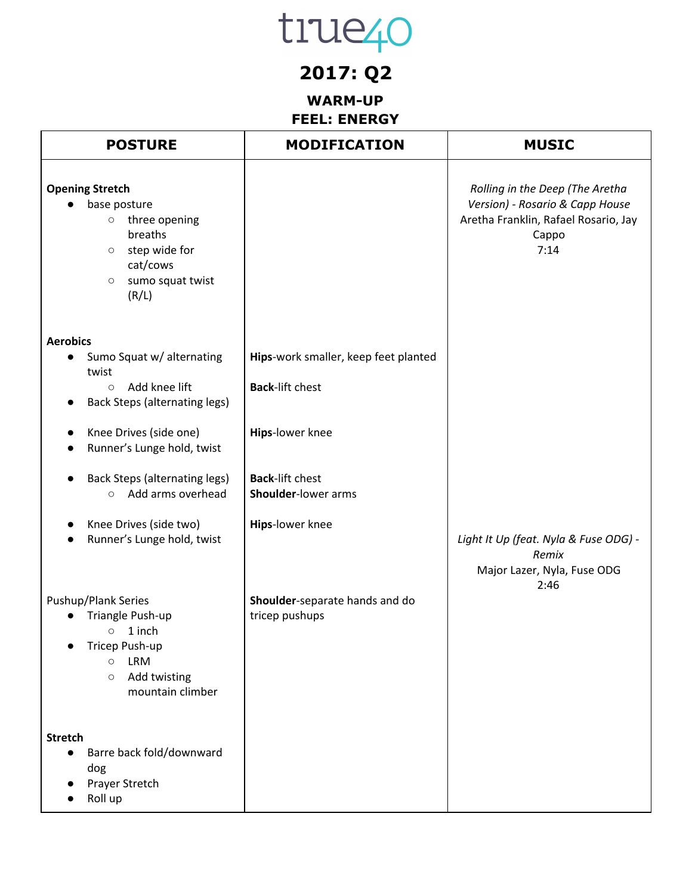# true40

## 2017: Q2

### WARM-UP
### FEEL: ENERGY

| POSTURE | MODIFICATION | MUSIC |
|---|---|---|
| **Opening Stretch**<br>● base posture<br>○ three opening breaths<br>○ step wide for cat/cows<br>○ sumo squat twist (R/L) | | *Rolling in the Deep (The Aretha Version) - Rosario & Capp House*<br>Aretha Franklin, Rafael Rosario, Jay Cappo<br>7:14 |
| **Aerobics**<br>● Sumo Squat w/ alternating twist<br>○ Add knee lift<br>● Back Steps (alternating legs)<br><br>● Knee Drives (side one)<br>● Runner's Lunge hold, twist<br><br>● Back Steps (alternating legs)<br>○ Add arms overhead<br><br>● Knee Drives (side two)<br>● Runner's Lunge hold, twist | **Hips**-work smaller, keep feet planted<br><br>**Back**-lift chest<br><br>**Hips**-lower knee<br><br>**Back**-lift chest<br>**Shoulder**-lower arms<br><br>**Hips**-lower knee | *Light It Up (feat. Nyla & Fuse ODG) - Remix*<br>Major Lazer, Nyla, Fuse ODG<br>2:46 |
| Pushup/Plank Series<br>● Triangle Push-up<br>○ 1 inch<br>● Tricep Push-up<br>○ LRM<br>○ Add twisting mountain climber | **Shoulder**-separate hands and do tricep pushups | |
| **Stretch**<br>● Barre back fold/downward dog<br>● Prayer Stretch<br>● Roll up | | |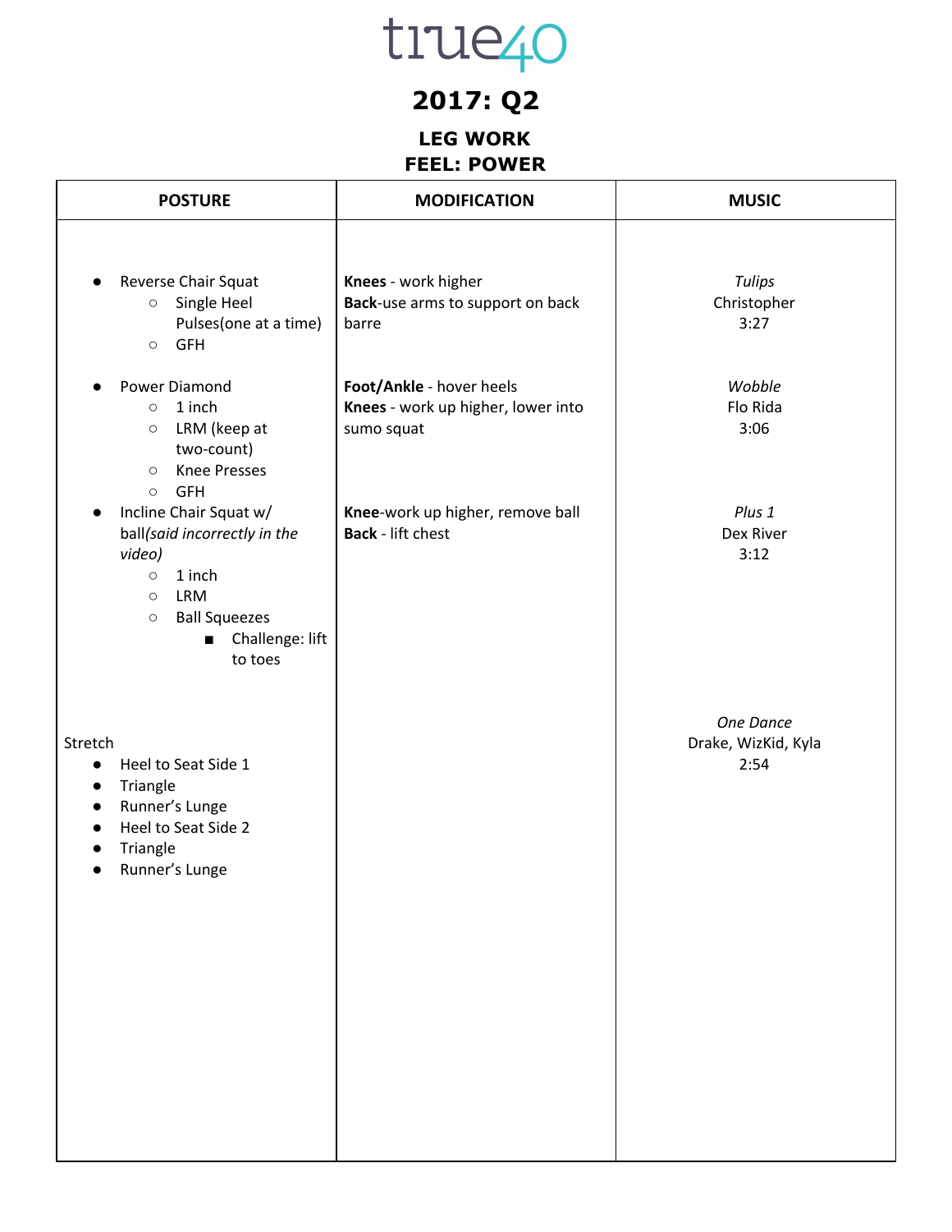true40

# 2017: Q2

## LEG WORK
## FEEL: POWER

| POSTURE | MODIFICATION | MUSIC |
|---|---|---|
| • Reverse Chair Squat<br>  ○ Single Heel Pulses(one at a time)<br>  ○ GFH | **Knees** - work higher<br>**Back**-use arms to support on back barre | *Tulips*<br>Christopher<br>3:27 |
| • Power Diamond<br>  ○ 1 inch<br>  ○ LRM (keep at two-count)<br>  ○ Knee Presses<br>  ○ GFH | **Foot/Ankle** - hover heels<br>**Knees** - work up higher, lower into sumo squat | *Wobble*<br>Flo Rida<br>3:06 |
| • Incline Chair Squat w/ ball*(said incorrectly in the video)*<br>  ○ 1 inch<br>  ○ LRM<br>  ○ Ball Squeezes<br>    ■ Challenge: lift to toes | **Knee**-work up higher, remove ball<br>**Back** - lift chest | *Plus 1*<br>Dex River<br>3:12 |
| Stretch<br>• Heel to Seat Side 1<br>• Triangle<br>• Runner's Lunge<br>• Heel to Seat Side 2<br>• Triangle<br>• Runner's Lunge | | *One Dance*<br>Drake, WizKid, Kyla<br>2:54 |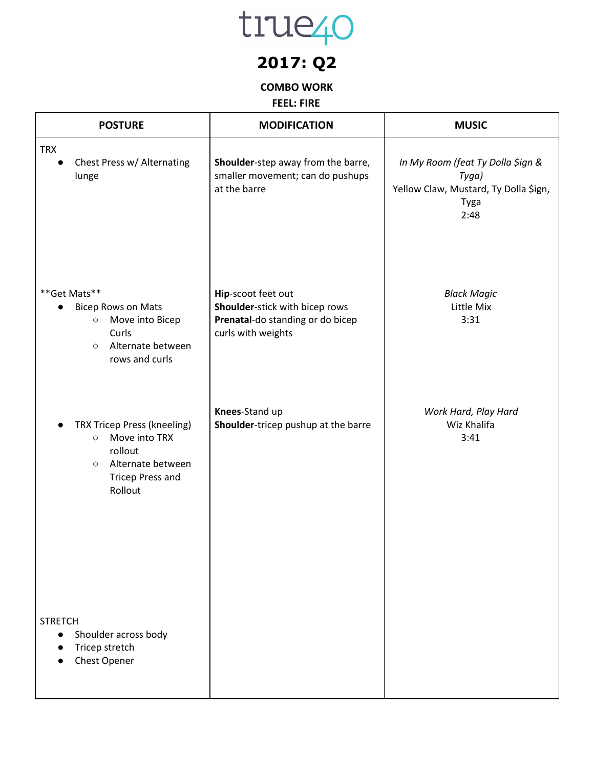# true40

## 2017: Q2

**COMBO WORK**

**FEEL: FIRE**

| POSTURE | MODIFICATION | MUSIC |
|---|---|---|
| TRX<br>• Chest Press w/ Alternating lunge | **Shoulder**-step away from the barre, smaller movement; can do pushups at the barre | *In My Room (feat Ty Dolla $ign & Tyga)*<br>Yellow Claw, Mustard, Ty Dolla $ign, Tyga<br>2:48 |
| **Get Mats**<br>• Bicep Rows on Mats<br>  ○ Move into Bicep Curls<br>  ○ Alternate between rows and curls | **Hip**-scoot feet out<br>**Shoulder**-stick with bicep rows<br>**Prenatal**-do standing or do bicep curls with weights | *Black Magic*<br>Little Mix<br>3:31 |
| • TRX Tricep Press (kneeling)<br>  ○ Move into TRX rollout<br>  ○ Alternate between Tricep Press and Rollout | **Knees**-Stand up<br>**Shoulder**-tricep pushup at the barre | *Work Hard, Play Hard*<br>Wiz Khalifa<br>3:41 |
| STRETCH<br>• Shoulder across body<br>• Tricep stretch<br>• Chest Opener | | |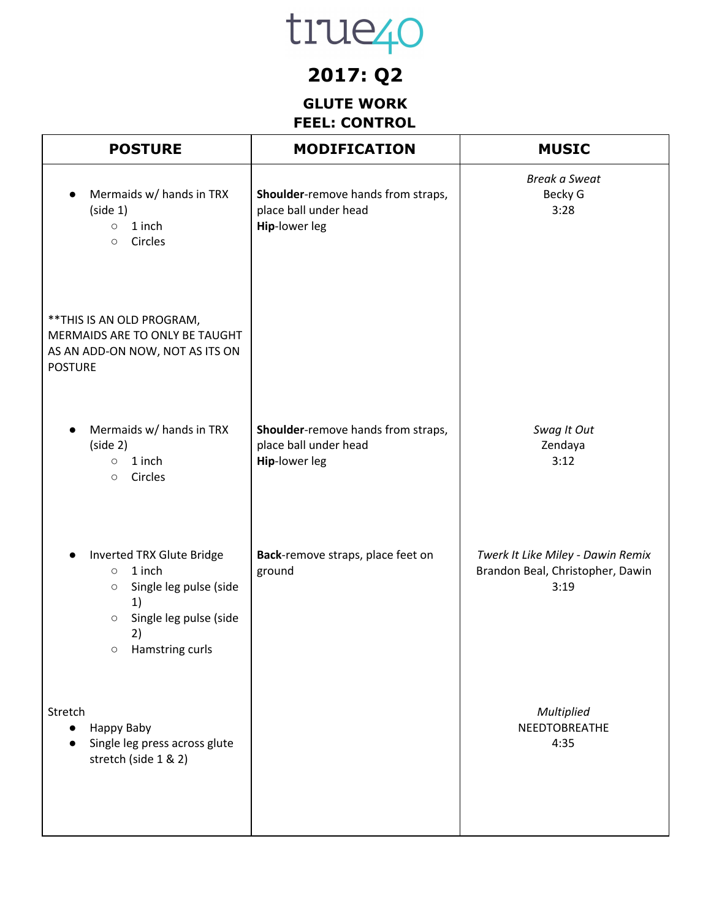# true40

## 2017: Q2

### GLUTE WORK
### FEEL: CONTROL

| POSTURE | MODIFICATION | MUSIC |
|---|---|---|
| • Mermaids w/ hands in TRX (side 1)<br>  ○ 1 inch<br>  ○ Circles<br><br>**THIS IS AN OLD PROGRAM, MERMAIDS ARE TO ONLY BE TAUGHT AS AN ADD-ON NOW, NOT AS ITS ON POSTURE | **Shoulder**-remove hands from straps, place ball under head<br>**Hip**-lower leg | *Break a Sweat*<br>Becky G<br>3:28 |
| • Mermaids w/ hands in TRX (side 2)<br>  ○ 1 inch<br>  ○ Circles | **Shoulder**-remove hands from straps, place ball under head<br>**Hip**-lower leg | *Swag It Out*<br>Zendaya<br>3:12 |
| • Inverted TRX Glute Bridge<br>  ○ 1 inch<br>  ○ Single leg pulse (side 1)<br>  ○ Single leg pulse (side 2)<br>  ○ Hamstring curls | **Back**-remove straps, place feet on ground | *Twerk It Like Miley - Dawin Remix*<br>Brandon Beal, Christopher, Dawin<br>3:19 |
| Stretch<br>• Happy Baby<br>• Single leg press across glute stretch (side 1 & 2) | | *Multiplied*<br>NEEDTOBREATHE<br>4:35 |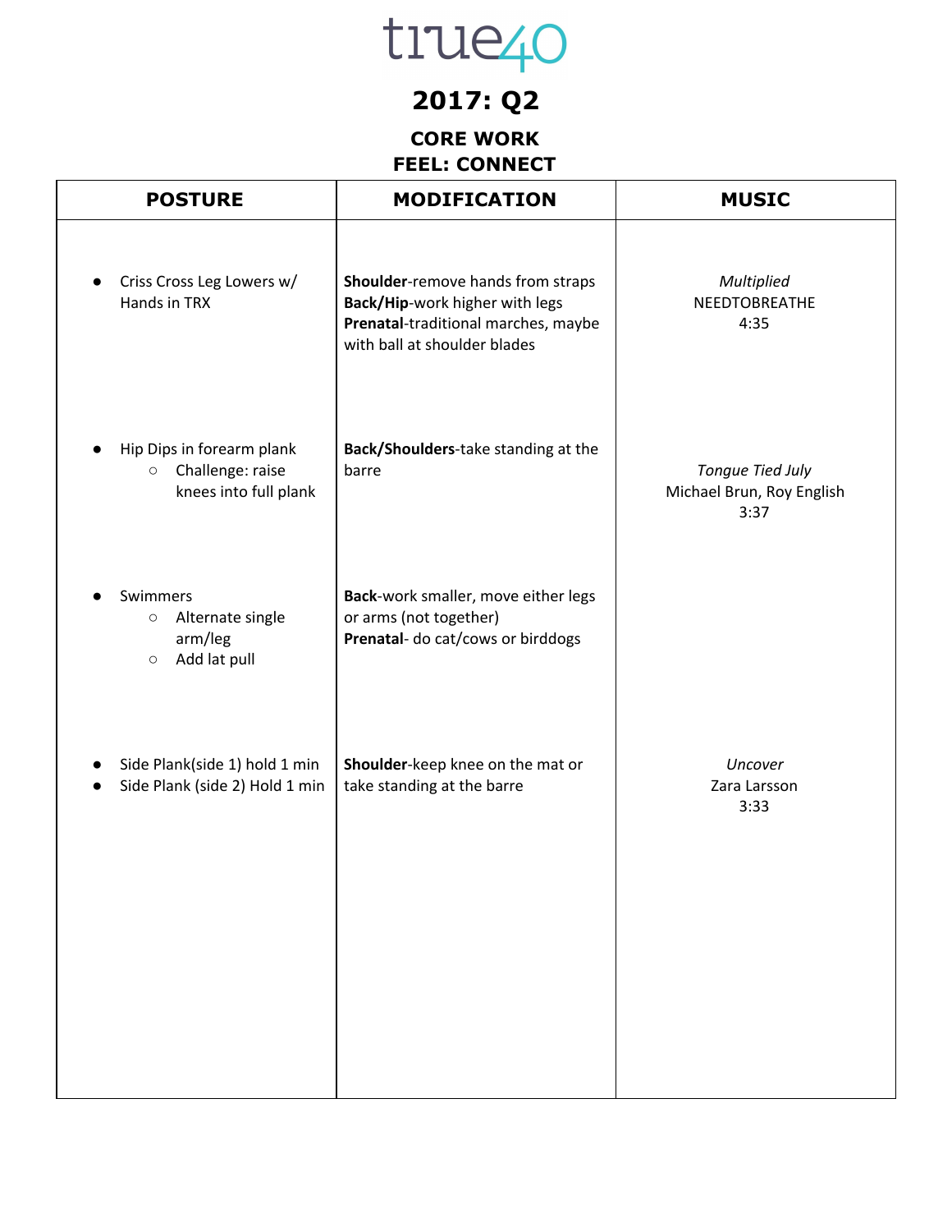# true40

## 2017: Q2

### CORE WORK
### FEEL: CONNECT

| POSTURE | MODIFICATION | MUSIC |
|---|---|---|
| • Criss Cross Leg Lowers w/ Hands in TRX | **Shoulder**-remove hands from straps<br>**Back/Hip**-work higher with legs<br>**Prenatal**-traditional marches, maybe with ball at shoulder blades | *Multiplied*<br>NEEDTOBREATHE<br>4:35 |
| • Hip Dips in forearm plank<br>  ○ Challenge: raise knees into full plank | **Back/Shoulders**-take standing at the barre | *Tongue Tied July*<br>Michael Brun, Roy English<br>3:37 |
| • Swimmers<br>  ○ Alternate single arm/leg<br>  ○ Add lat pull | **Back**-work smaller, move either legs or arms (not together)<br>**Prenatal**- do cat/cows or birddogs | |
| • Side Plank(side 1) hold 1 min<br>• Side Plank (side 2) Hold 1 min | **Shoulder**-keep knee on the mat or take standing at the barre | *Uncover*<br>Zara Larsson<br>3:33 |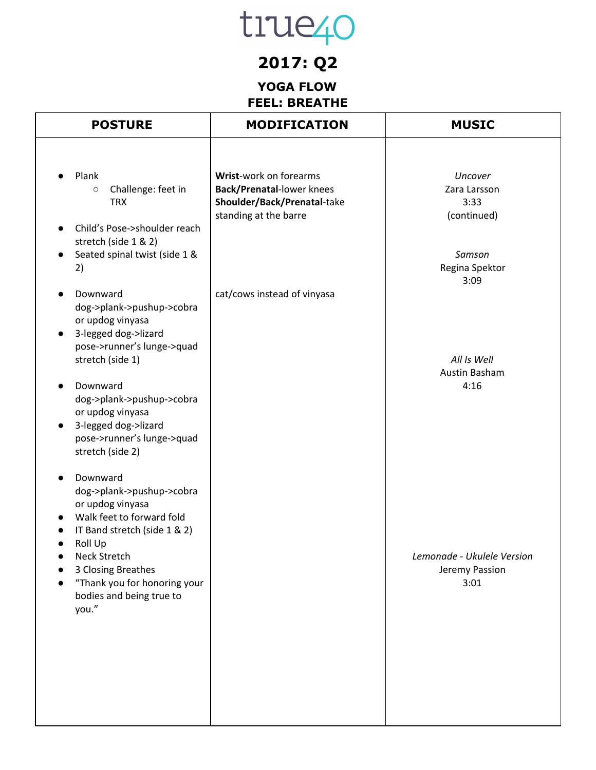# true40

## 2017: Q2

### YOGA FLOW
### FEEL: BREATHE

| POSTURE | MODIFICATION | MUSIC |
|---|---|---|
| • Plank<br>  ○ Challenge: feet in TRX<br>• Child's Pose->shoulder reach stretch (side 1 & 2)<br>• Seated spinal twist (side 1 & 2) | **Wrist**-work on forearms<br>**Back/Prenatal**-lower knees<br>**Shoulder/Back/Prenatal**-take standing at the barre | *Uncover*<br>Zara Larsson<br>3:33<br>(continued)<br><br>*Samson*<br>Regina Spektor<br>3:09 |
| • Downward dog->plank->pushup->cobra or updog vinyasa<br>• 3-legged dog->lizard pose->runner's lunge->quad stretch (side 1) | cat/cows instead of vinyasa | *All Is Well*<br>Austin Basham<br>4:16 |
| • Downward dog->plank->pushup->cobra or updog vinyasa<br>• 3-legged dog->lizard pose->runner's lunge->quad stretch (side 2) | | |
| • Downward dog->plank->pushup->cobra or updog vinyasa<br>• Walk feet to forward fold<br>• IT Band stretch (side 1 & 2)<br>• Roll Up<br>• Neck Stretch<br>• 3 Closing Breathes<br>• "Thank you for honoring your bodies and being true to you." | | *Lemonade - Ukulele Version*<br>Jeremy Passion<br>3:01 |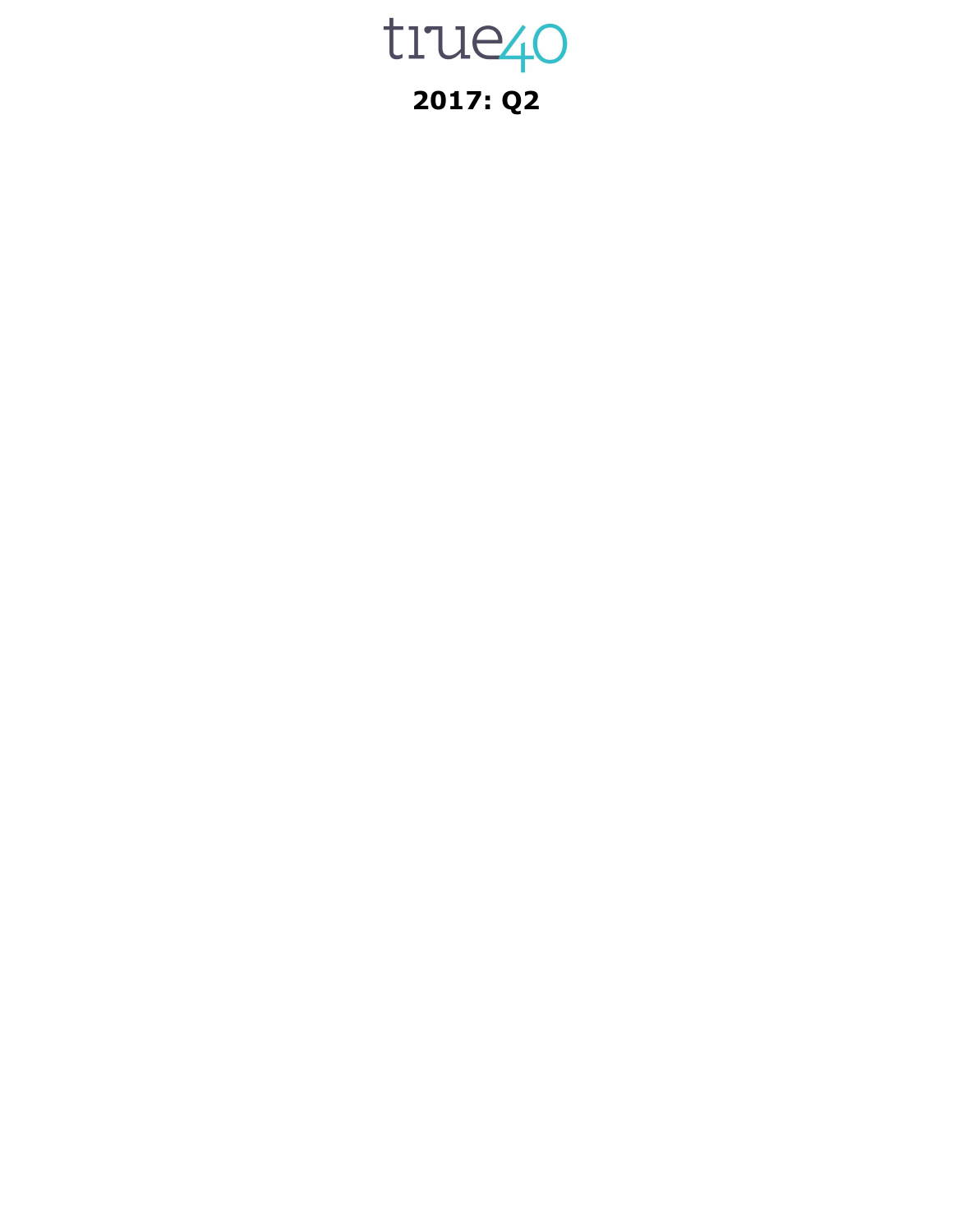true40

**2017: Q2**